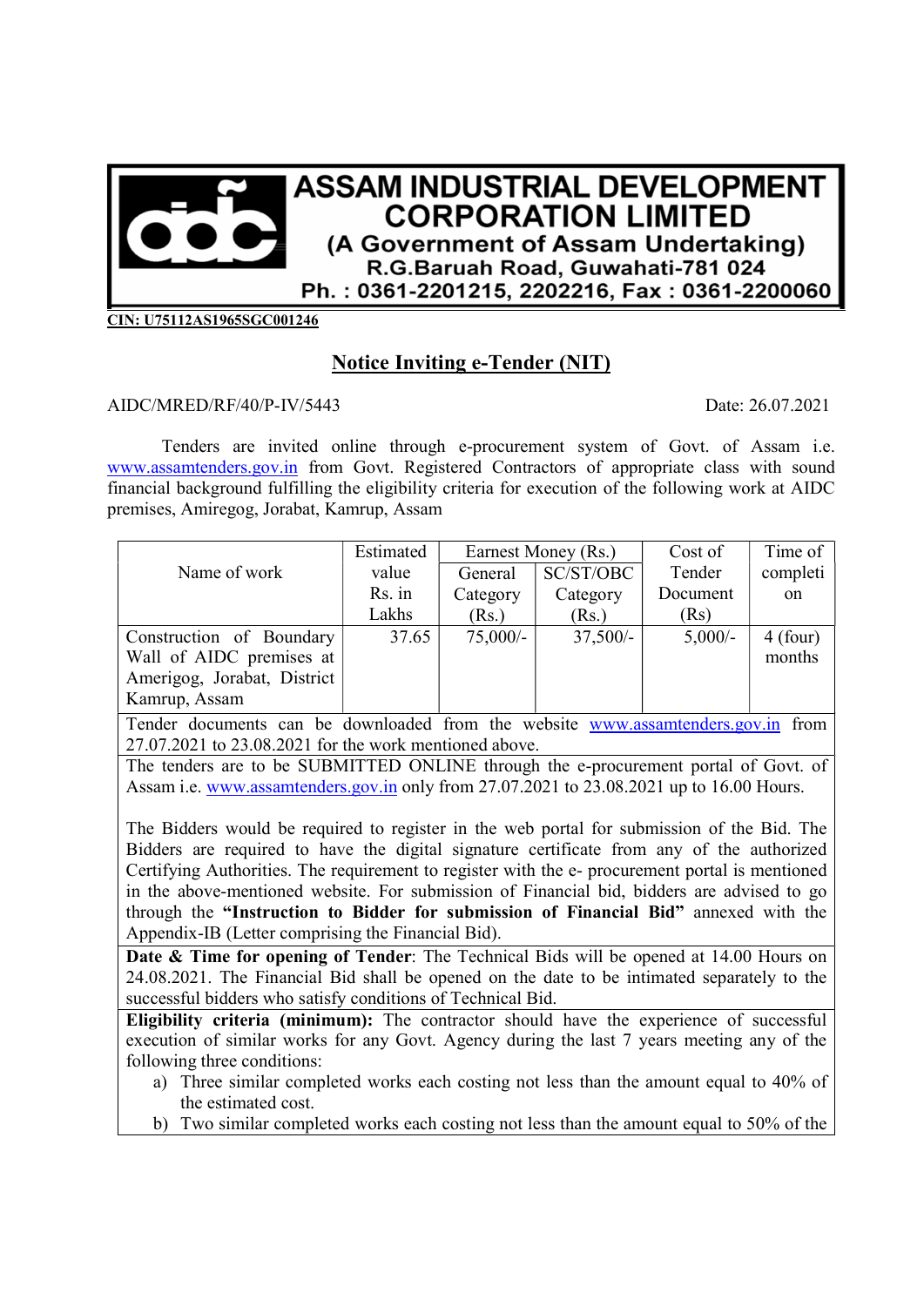# ASSAM INDUSTRIAL DEVELOPMENT CORPORATION LIMITED

**(A Government of Assam Undertaking)**
**R.G.Baruah Road, Guwahati-781 024**
**Ph. : 0361-2201215, 2202216, Fax : 0361-2200060**

**CIN: U75112AS1965SGC001246**

## Notice Inviting e-Tender (NIT)

AIDC/MRED/RF/40/P-IV/5443 Date: 26.07.2021

Tenders are invited online through e-procurement system of Govt. of Assam i.e. www.assamtenders.gov.in from Govt. Registered Contractors of appropriate class with sound financial background fulfilling the eligibility criteria for execution of the following work at AIDC premises, Amiregog, Jorabat, Kamrup, Assam

| Name of work | Estimated value Rs. in Lakhs | Earnest Money (Rs.) | | Cost of Tender Document (Rs) | Time of completion |
|---|---|---|---|---|---|
| | | General Category (Rs.) | SC/ST/OBC Category (Rs.) | | |
| Construction of Boundary Wall of AIDC premises at Amerigog, Jorabat, District Kamrup, Assam | 37.65 | 75,000/- | 37,500/- | 5,000/- | 4 (four) months |

Tender documents can be downloaded from the website www.assamtenders.gov.in from 27.07.2021 to 23.08.2021 for the work mentioned above.

The tenders are to be SUBMITTED ONLINE through the e-procurement portal of Govt. of Assam i.e. www.assamtenders.gov.in only from 27.07.2021 to 23.08.2021 up to 16.00 Hours.

The Bidders would be required to register in the web portal for submission of the Bid. The Bidders are required to have the digital signature certificate from any of the authorized Certifying Authorities. The requirement to register with the e- procurement portal is mentioned in the above-mentioned website. For submission of Financial bid, bidders are advised to go through the **"Instruction to Bidder for submission of Financial Bid"** annexed with the Appendix-IB (Letter comprising the Financial Bid).

**Date & Time for opening of Tender**: The Technical Bids will be opened at 14.00 Hours on 24.08.2021. The Financial Bid shall be opened on the date to be intimated separately to the successful bidders who satisfy conditions of Technical Bid.

**Eligibility criteria (minimum):** The contractor should have the experience of successful execution of similar works for any Govt. Agency during the last 7 years meeting any of the following three conditions:

a) Three similar completed works each costing not less than the amount equal to 40% of the estimated cost.
b) Two similar completed works each costing not less than the amount equal to 50% of the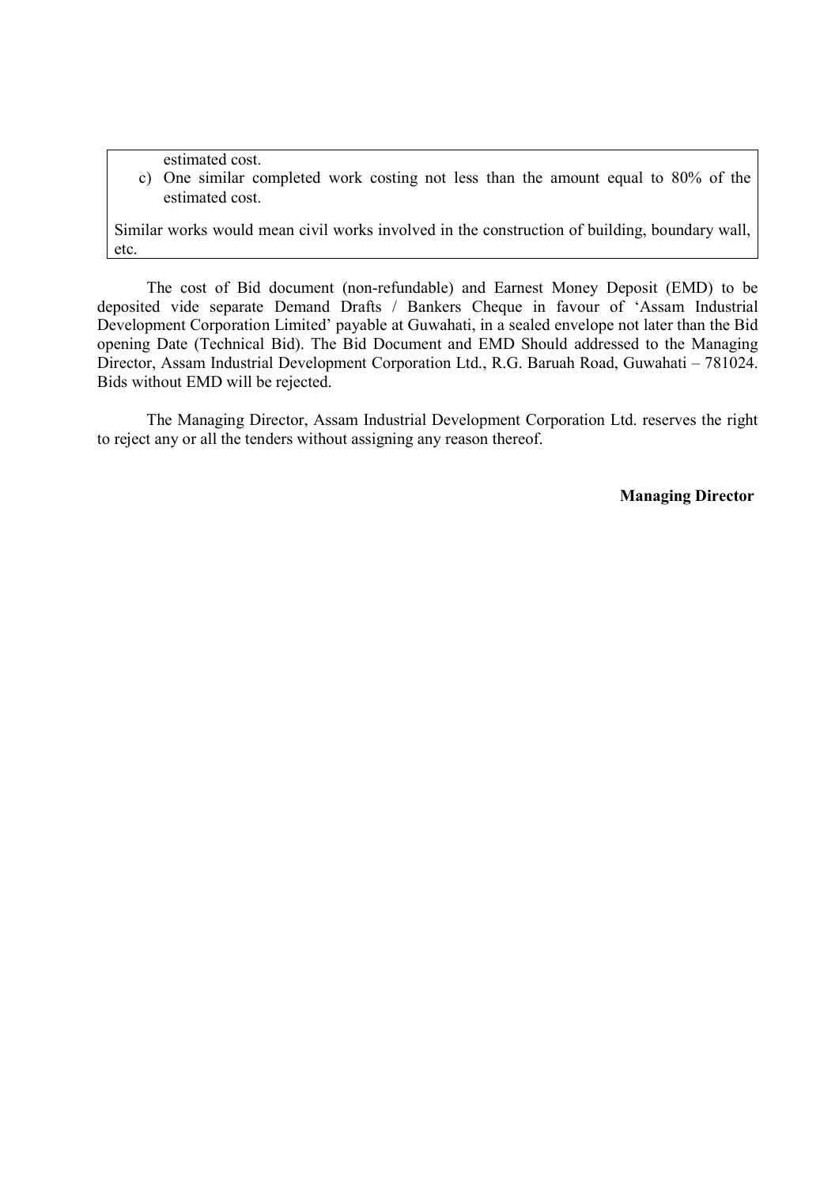estimated cost.

c) One similar completed work costing not less than the amount equal to 80% of the estimated cost.

Similar works would mean civil works involved in the construction of building, boundary wall, etc.

The cost of Bid document (non-refundable) and Earnest Money Deposit (EMD) to be deposited vide separate Demand Drafts / Bankers Cheque in favour of 'Assam Industrial Development Corporation Limited' payable at Guwahati, in a sealed envelope not later than the Bid opening Date (Technical Bid). The Bid Document and EMD Should addressed to the Managing Director, Assam Industrial Development Corporation Ltd., R.G. Baruah Road, Guwahati – 781024. Bids without EMD will be rejected.

The Managing Director, Assam Industrial Development Corporation Ltd. reserves the right to reject any or all the tenders without assigning any reason thereof.

**Managing Director**